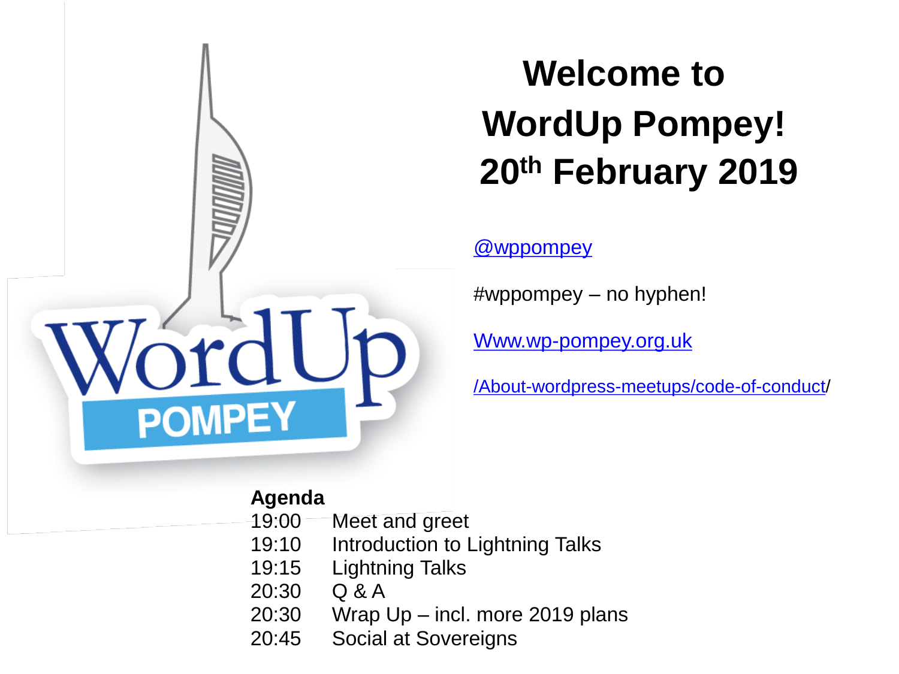# Welcome to WordUp Pompey! 20th February 2019

@wppompey

#wppompey – no hyphen!

Www.wp-pompey.org.uk

/About-wordpress-meetups/code-of-conduct/

**Agenda**

| | |
|---|---|
| 19:00 | Meet and greet |
| 19:10 | Introduction to Lightning Talks |
| 19:15 | Lightning Talks |
| 20:30 | Q & A |
| 20:30 | Wrap Up – incl. more 2019 plans |
| 20:45 | Social at Sovereigns |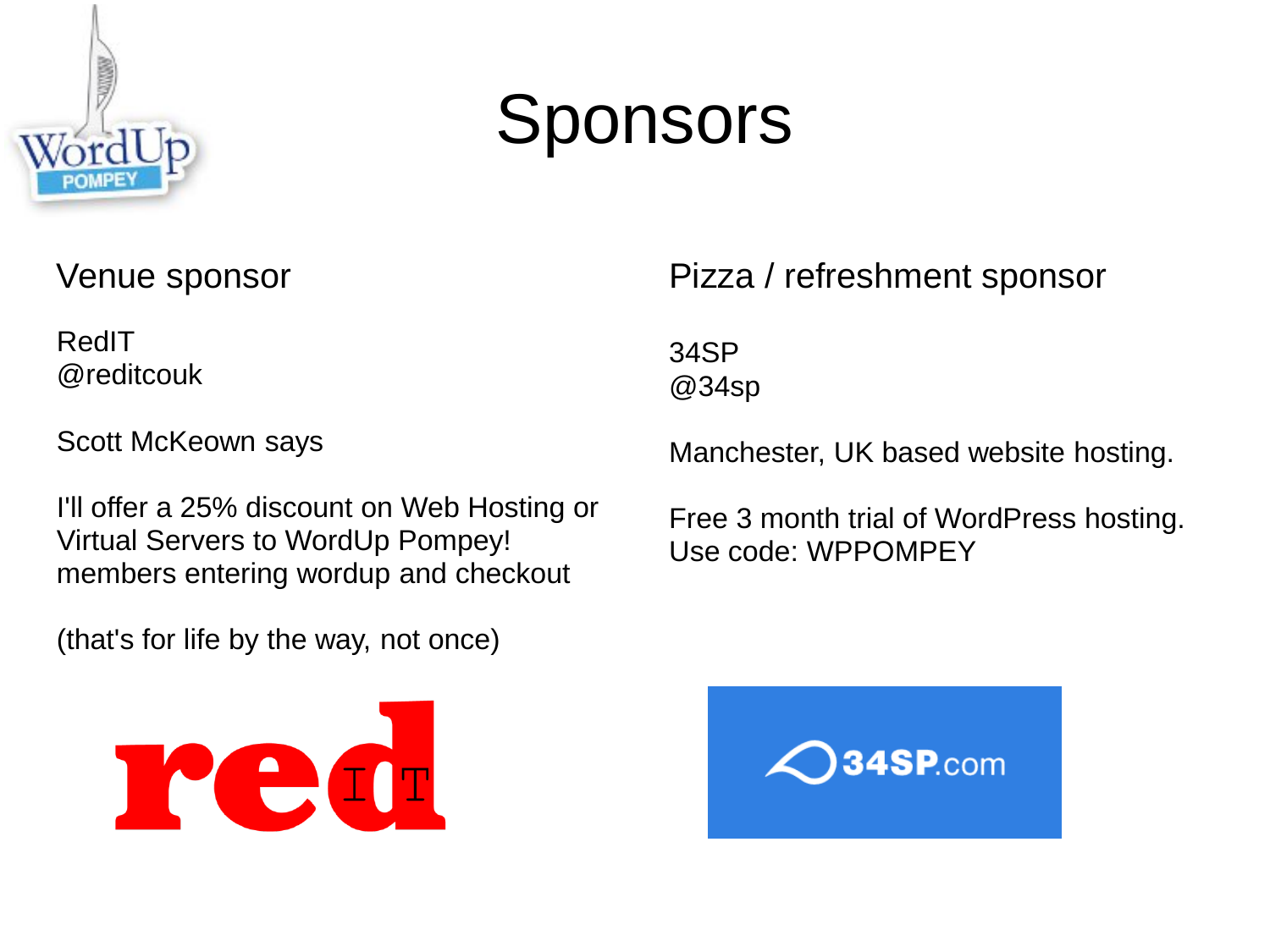# Sponsors

## Venue sponsor

RedIT
@reditcouk

Scott McKeown says

I'll offer a 25% discount on Web Hosting or Virtual Servers to WordUp Pompey! members entering wordup and checkout

(that's for life by the way, not once)

## Pizza / refreshment sponsor

34SP
@34sp

Manchester, UK based website hosting.

Free 3 month trial of WordPress hosting.
Use code: WPPOMPEY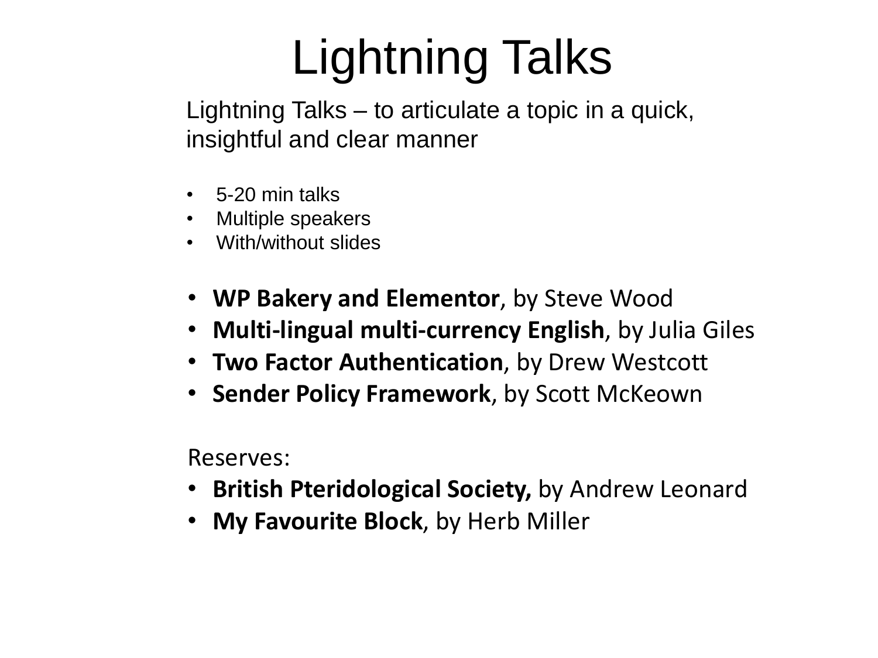# Lightning Talks

Lightning Talks – to articulate a topic in a quick, insightful and clear manner

- 5-20 min talks
- Multiple speakers
- With/without slides

- **WP Bakery and Elementor**, by Steve Wood
- **Multi-lingual multi-currency English**, by Julia Giles
- **Two Factor Authentication**, by Drew Westcott
- **Sender Policy Framework**, by Scott McKeown

Reserves:

- **British Pteridological Society,** by Andrew Leonard
- **My Favourite Block**, by Herb Miller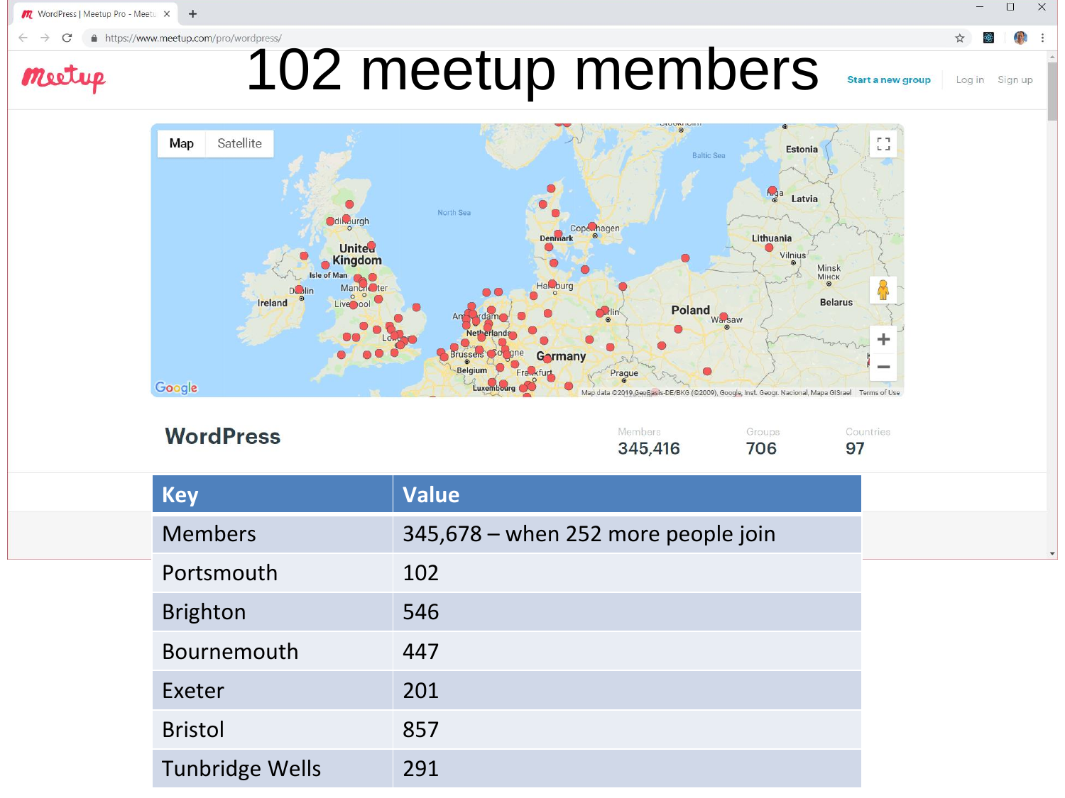# 102 meetup members

## WordPress

Members 345,416 | Groups 706 | Countries 97

| Key | Value |
|---|---|
| Members | 345,678 – when 252 more people join |
| Portsmouth | 102 |
| Brighton | 546 |
| Bournemouth | 447 |
| Exeter | 201 |
| Bristol | 857 |
| Tunbridge Wells | 291 |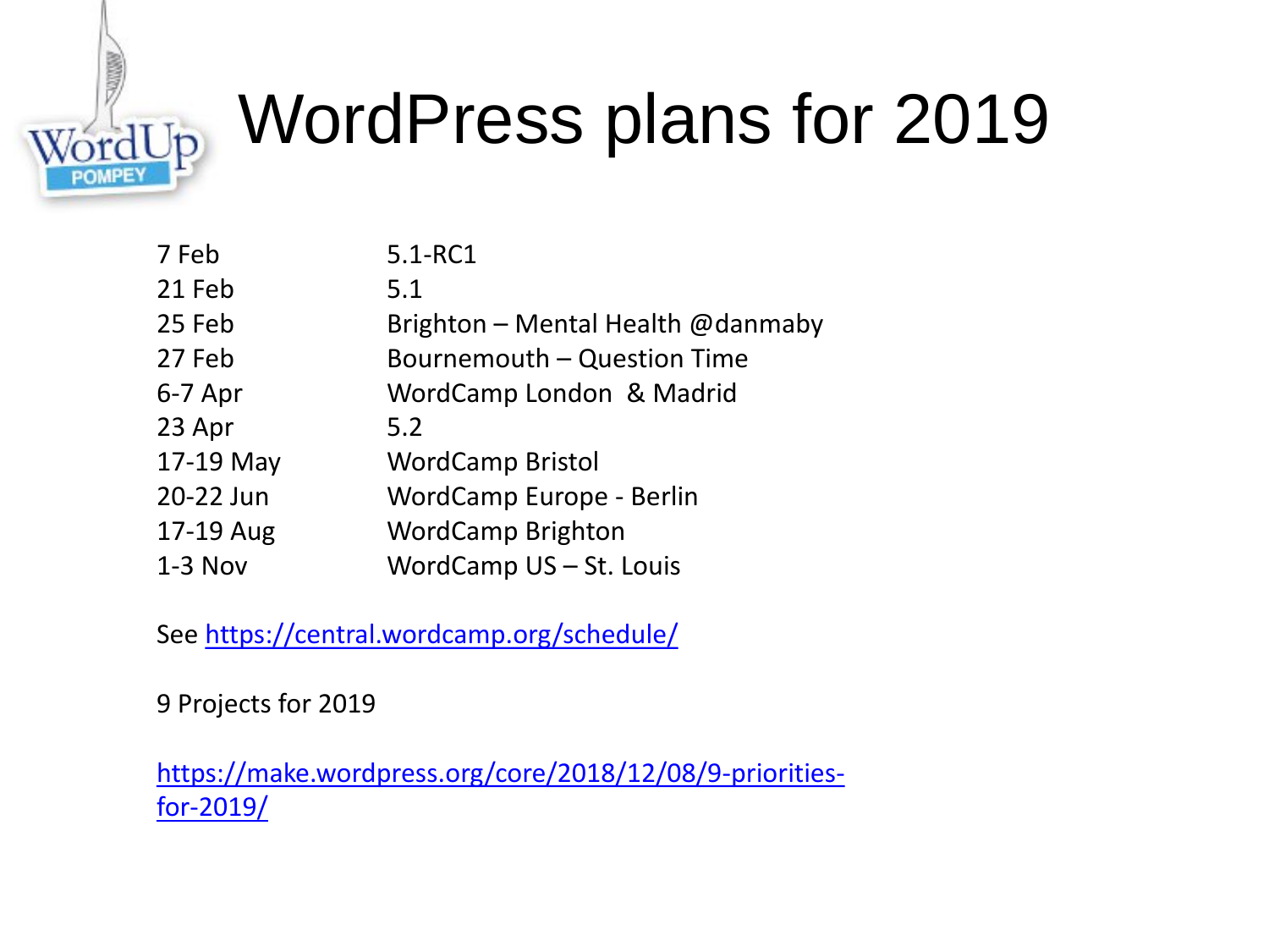# WordPress plans for 2019

| | |
|---|---|
| 7 Feb | 5.1-RC1 |
| 21 Feb | 5.1 |
| 25 Feb | Brighton – Mental Health @danmaby |
| 27 Feb | Bournemouth – Question Time |
| 6-7 Apr | WordCamp London & Madrid |
| 23 Apr | 5.2 |
| 17-19 May | WordCamp Bristol |
| 20-22 Jun | WordCamp Europe - Berlin |
| 17-19 Aug | WordCamp Brighton |
| 1-3 Nov | WordCamp US – St. Louis |

See https://central.wordcamp.org/schedule/

9 Projects for 2019

https://make.wordpress.org/core/2018/12/08/9-priorities-for-2019/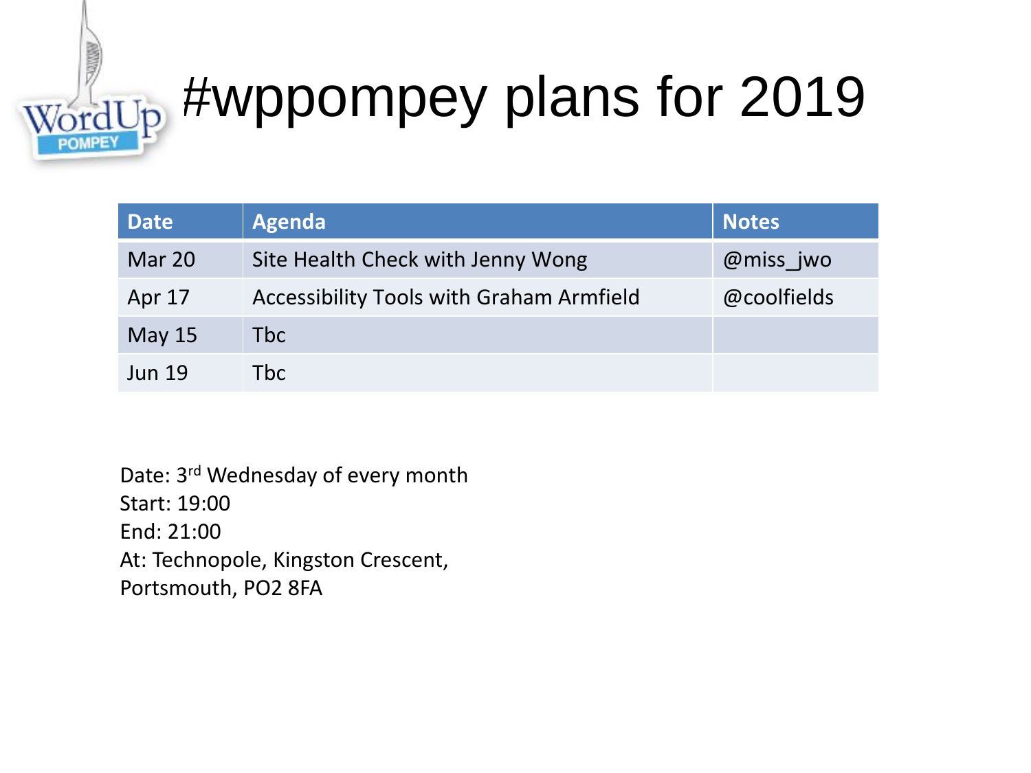# #wppompey plans for 2019

| Date | Agenda | Notes |
| --- | --- | --- |
| Mar 20 | Site Health Check with Jenny Wong | @miss_jwo |
| Apr 17 | Accessibility Tools with Graham Armfield | @coolfields |
| May 15 | Tbc | |
| Jun 19 | Tbc | |

Date: 3rd Wednesday of every month
Start: 19:00
End: 21:00
At: Technopole, Kingston Crescent,
Portsmouth, PO2 8FA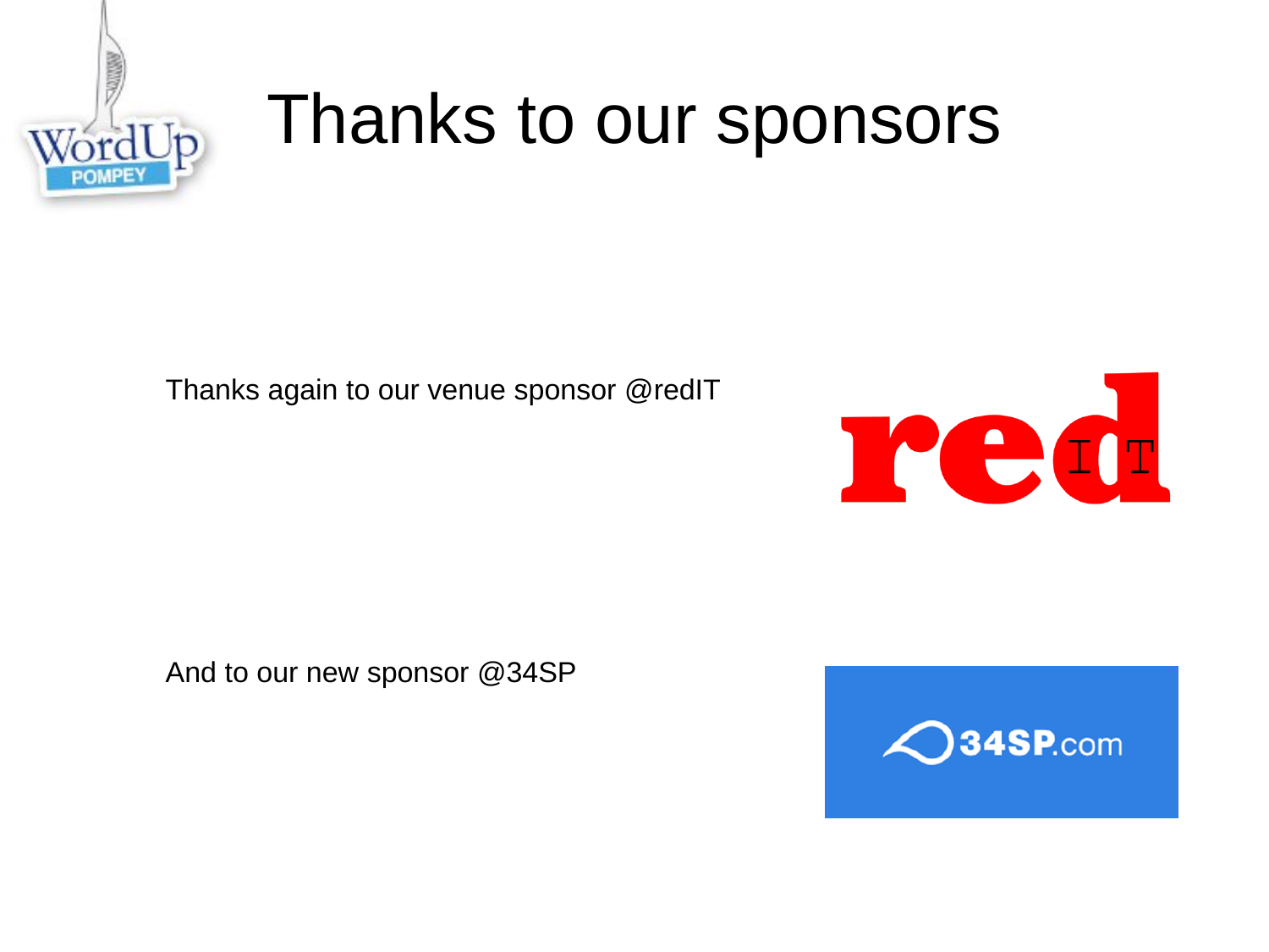# Thanks to our sponsors

Thanks again to our venue sponsor @redIT

And to our new sponsor @34SP